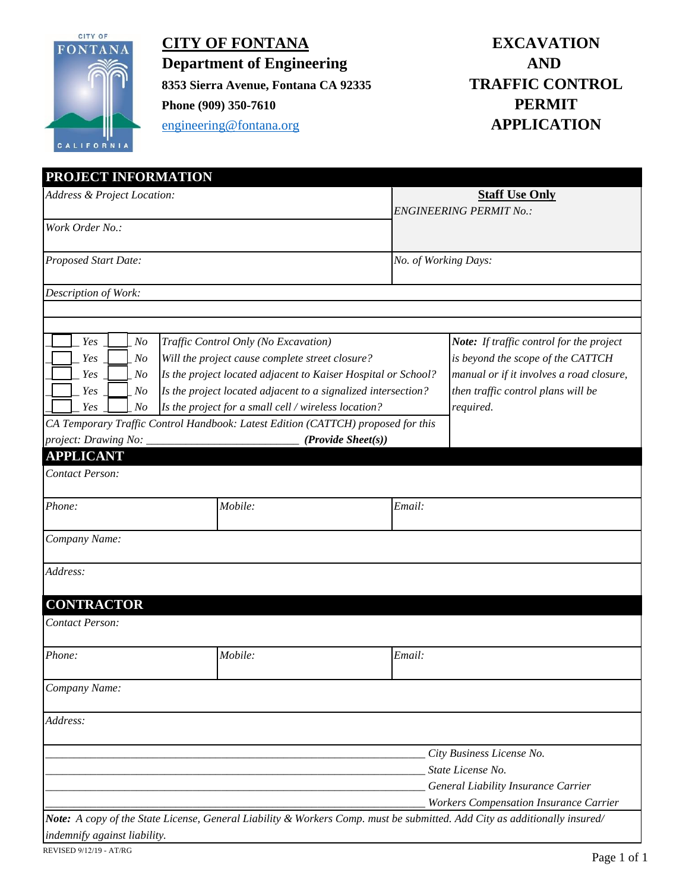# CITY OF FONTANA

**Department of Engineering**

**8353 Sierra Avenue, Fontana CA 92335**

**Phone (909) 350-7610**

engineering@fontana.org

# EXCAVATION AND TRAFFIC CONTROL PERMIT APPLICATION

## PROJECT INFORMATION

| | |
|---|---|
| *Address & Project Location:* | **Staff Use Only** *ENGINEERING PERMIT No.:* |
| *Work Order No.:* | |
| *Proposed Start Date:* | *No. of Working Days:* |

*Description of Work:*

______ *Yes* ______ *No* *Traffic Control Only (No Excavation)*

______ *Yes* ______ *No* *Will the project cause complete street closure?*

______ *Yes* ______ *No* *Is the project located adjacent to Kaiser Hospital or School?*

______ *Yes* ______ *No* *Is the project located adjacent to a signalized intersection?*

______ *Yes* ______ *No* *Is the project for a small cell / wireless location?*

*CA Temporary Traffic Control Handbook: Latest Edition (CATTCH) proposed for this project: Drawing No:* __________________________ ***(Provide Sheet(s))***

***Note:*** *If traffic control for the project is beyond the scope of the CATTCH manual or if it involves a road closure, then traffic control plans will be required.*

## APPLICANT

| | | |
|---|---|---|
| *Contact Person:* | | |
| *Phone:* | *Mobile:* | *Email:* |
| *Company Name:* | | |
| *Address:* | | |

## CONTRACTOR

| | | |
|---|---|---|
| *Contact Person:* | | |
| *Phone:* | *Mobile:* | *Email:* |
| *Company Name:* | | |
| *Address:* | | |

_______________________________________________ *City Business License No.*

_______________________________________________ *State License No.*

_______________________________________________ *General Liability Insurance Carrier*

_______________________________________________ *Workers Compensation Insurance Carrier*

***Note:*** *A copy of the State License, General Liability & Workers Comp. must be submitted. Add City as additionally insured/ indemnify against liability.*

REVISED 9/12/19 - AT/RG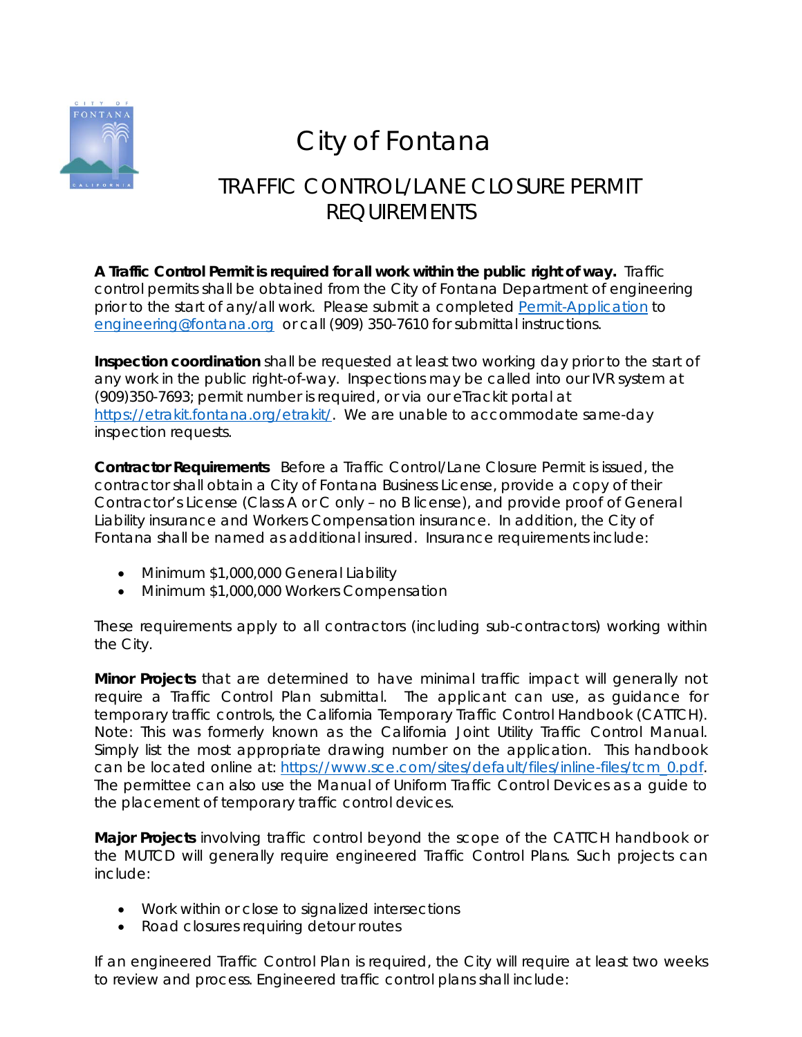# City of Fontana

## TRAFFIC CONTROL/LANE CLOSURE PERMIT REQUIREMENTS

**A Traffic Control Permit is required for all work within the public right of way.** Traffic control permits shall be obtained from the City of Fontana Department of engineering prior to the start of any/all work. Please submit a completed [Permit-Application](Permit-Application) to [engineering@fontana.org](mailto:engineering@fontana.org) or call (909) 350-7610 for submittal instructions.

**Inspection coordination** shall be requested at least two working day prior to the start of any work in the public right-of-way. Inspections may be called into our IVR system at (909)350-7693; permit number is required, or via our eTrackit portal at [https://etrakit.fontana.org/etrakit/](https://etrakit.fontana.org/etrakit/). We are unable to accommodate same-day inspection requests.

**Contractor Requirements** Before a Traffic Control/Lane Closure Permit is issued, the contractor shall obtain a City of Fontana Business License, provide a copy of their Contractor's License (Class A or C only – no B license), and provide proof of General Liability insurance and Workers Compensation insurance. In addition, the City of Fontana shall be named as additional insured. Insurance requirements include:

- Minimum $1,000,000 General Liability
- Minimum $1,000,000 Workers Compensation

These requirements apply to all contractors (including sub-contractors) working within the City.

**Minor Projects** that are determined to have minimal traffic impact will generally not require a Traffic Control Plan submittal. The applicant can use, as guidance for temporary traffic controls, the California Temporary Traffic Control Handbook (CATTCH). Note: This was formerly known as the California Joint Utility Traffic Control Manual. Simply list the most appropriate drawing number on the application. This handbook can be located online at: [https://www.sce.com/sites/default/files/inline-files/tcm_0.pdf](https://www.sce.com/sites/default/files/inline-files/tcm_0.pdf). The permittee can also use the Manual of Uniform Traffic Control Devices as a guide to the placement of temporary traffic control devices.

**Major Projects** involving traffic control beyond the scope of the CATTCH handbook or the MUTCD will generally require engineered Traffic Control Plans. Such projects can include:

- Work within or close to signalized intersections
- Road closures requiring detour routes

If an engineered Traffic Control Plan is required, the City will require at least two weeks to review and process. Engineered traffic control plans shall include: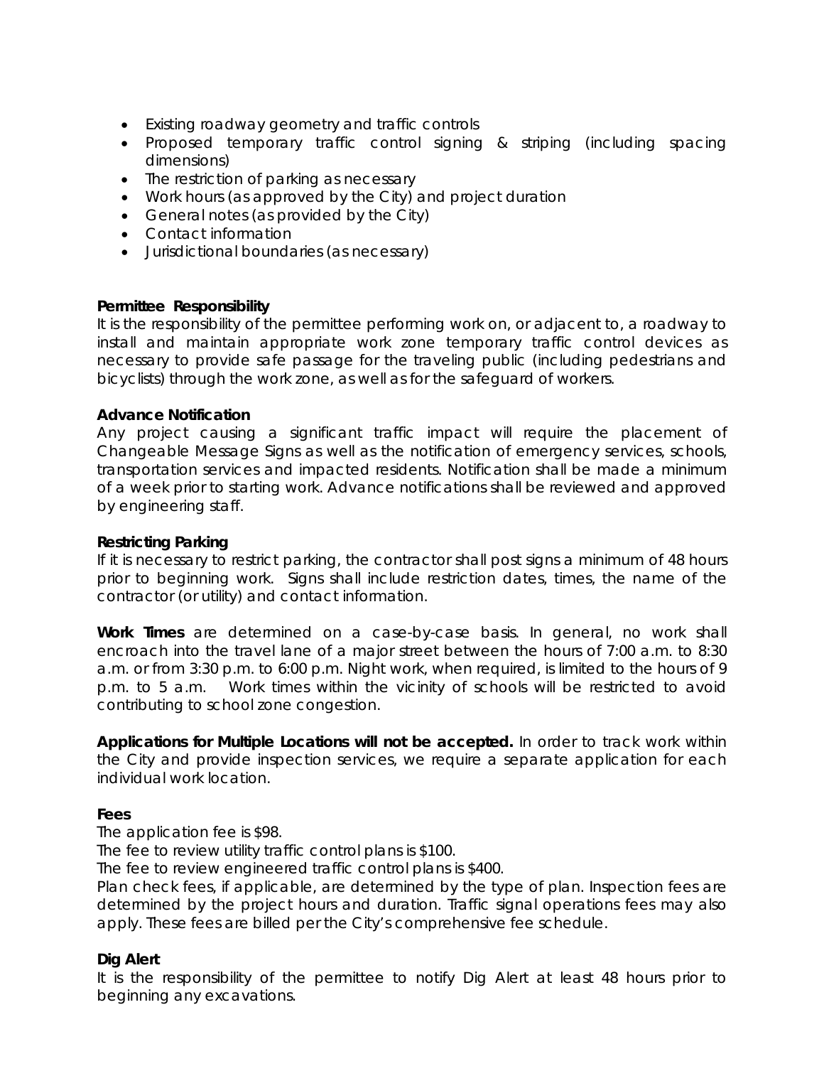- Existing roadway geometry and traffic controls
- Proposed temporary traffic control signing & striping (including spacing dimensions)
- The restriction of parking as necessary
- Work hours (as approved by the City) and project duration
- General notes (as provided by the City)
- Contact information
- Jurisdictional boundaries (as necessary)

**Permittee Responsibility**

It is the responsibility of the permittee performing work on, or adjacent to, a roadway to install and maintain appropriate work zone temporary traffic control devices as necessary to provide safe passage for the traveling public (including pedestrians and bicyclists) through the work zone, as well as for the safeguard of workers.

**Advance Notification**

Any project causing a significant traffic impact will require the placement of Changeable Message Signs as well as the notification of emergency services, schools, transportation services and impacted residents. Notification shall be made a minimum of a week prior to starting work. Advance notifications shall be reviewed and approved by engineering staff.

**Restricting Parking**

If it is necessary to restrict parking, the contractor shall post signs a minimum of 48 hours prior to beginning work. Signs shall include restriction dates, times, the name of the contractor (or utility) and contact information.

**Work Times** are determined on a case-by-case basis. In general, no work shall encroach into the travel lane of a major street between the hours of 7:00 a.m. to 8:30 a.m. or from 3:30 p.m. to 6:00 p.m. Night work, when required, is limited to the hours of 9 p.m. to 5 a.m. Work times within the vicinity of schools will be restricted to avoid contributing to school zone congestion.

**Applications for Multiple Locations will not be accepted.** In order to track work within the City and provide inspection services, we require a separate application for each individual work location.

**Fees**

The application fee is $98.

The fee to review utility traffic control plans is $100.

The fee to review engineered traffic control plans is $400.

Plan check fees, if applicable, are determined by the type of plan. Inspection fees are determined by the project hours and duration. Traffic signal operations fees may also apply. These fees are billed per the City's comprehensive fee schedule.

**Dig Alert**

It is the responsibility of the permittee to notify Dig Alert at least 48 hours prior to beginning any excavations.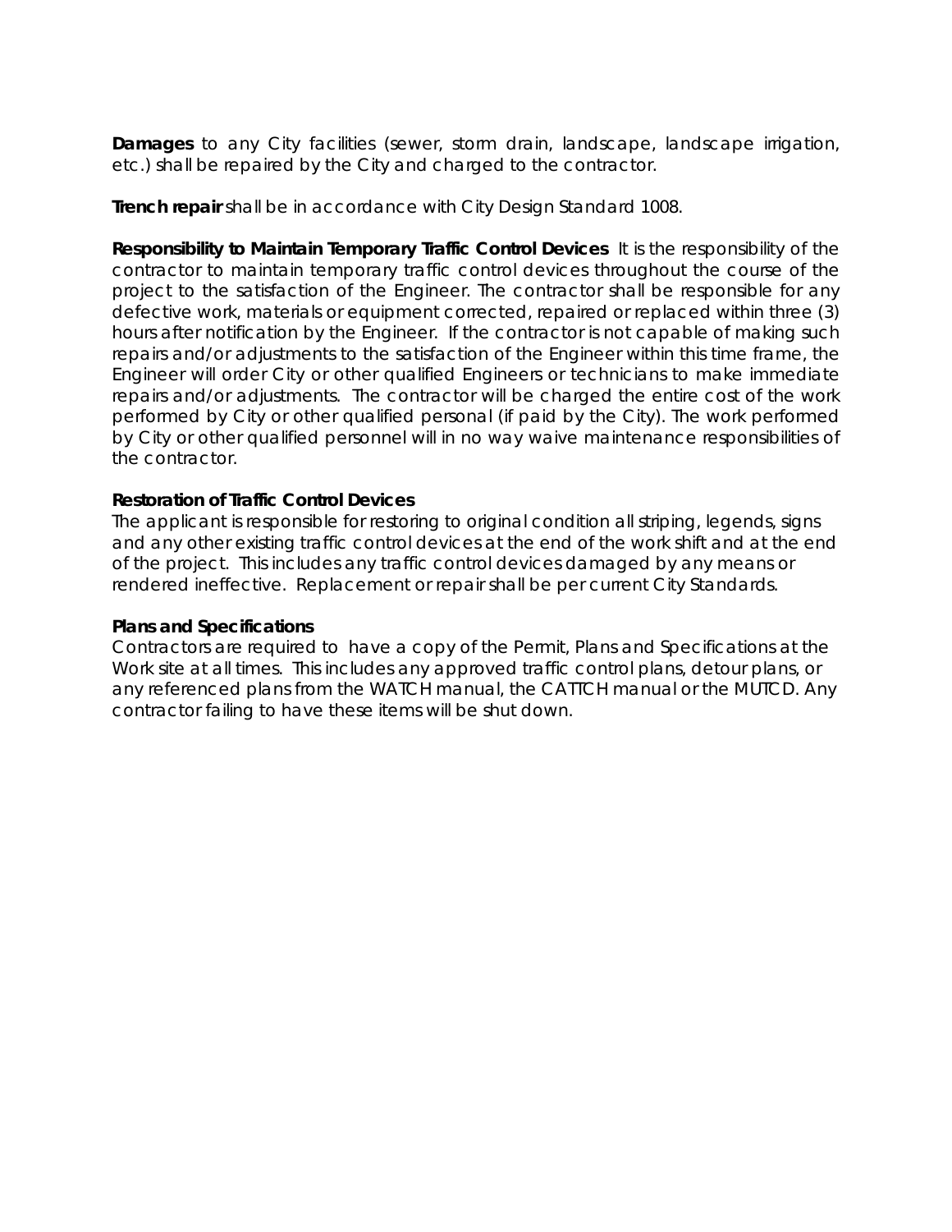**Damages** to any City facilities (sewer, storm drain, landscape, landscape irrigation, etc.) shall be repaired by the City and charged to the contractor.

**Trench repair** shall be in accordance with City Design Standard 1008.

**Responsibility to Maintain Temporary Traffic Control Devices** It is the responsibility of the contractor to maintain temporary traffic control devices throughout the course of the project to the satisfaction of the Engineer. The contractor shall be responsible for any defective work, materials or equipment corrected, repaired or replaced within three (3) hours after notification by the Engineer. If the contractor is not capable of making such repairs and/or adjustments to the satisfaction of the Engineer within this time frame, the Engineer will order City or other qualified Engineers or technicians to make immediate repairs and/or adjustments. The contractor will be charged the entire cost of the work performed by City or other qualified personal (if paid by the City). The work performed by City or other qualified personnel will in no way waive maintenance responsibilities of the contractor.

**Restoration of Traffic Control Devices**
The applicant is responsible for restoring to original condition all striping, legends, signs and any other existing traffic control devices at the end of the work shift and at the end of the project. This includes any traffic control devices damaged by any means or rendered ineffective. Replacement or repair shall be per current City Standards.

**Plans and Specifications**
Contractors are required to have a copy of the Permit, Plans and Specifications at the Work site at all times. This includes any approved traffic control plans, detour plans, or any referenced plans from the WATCH manual, the CATTCH manual or the MUTCD. Any contractor failing to have these items will be shut down.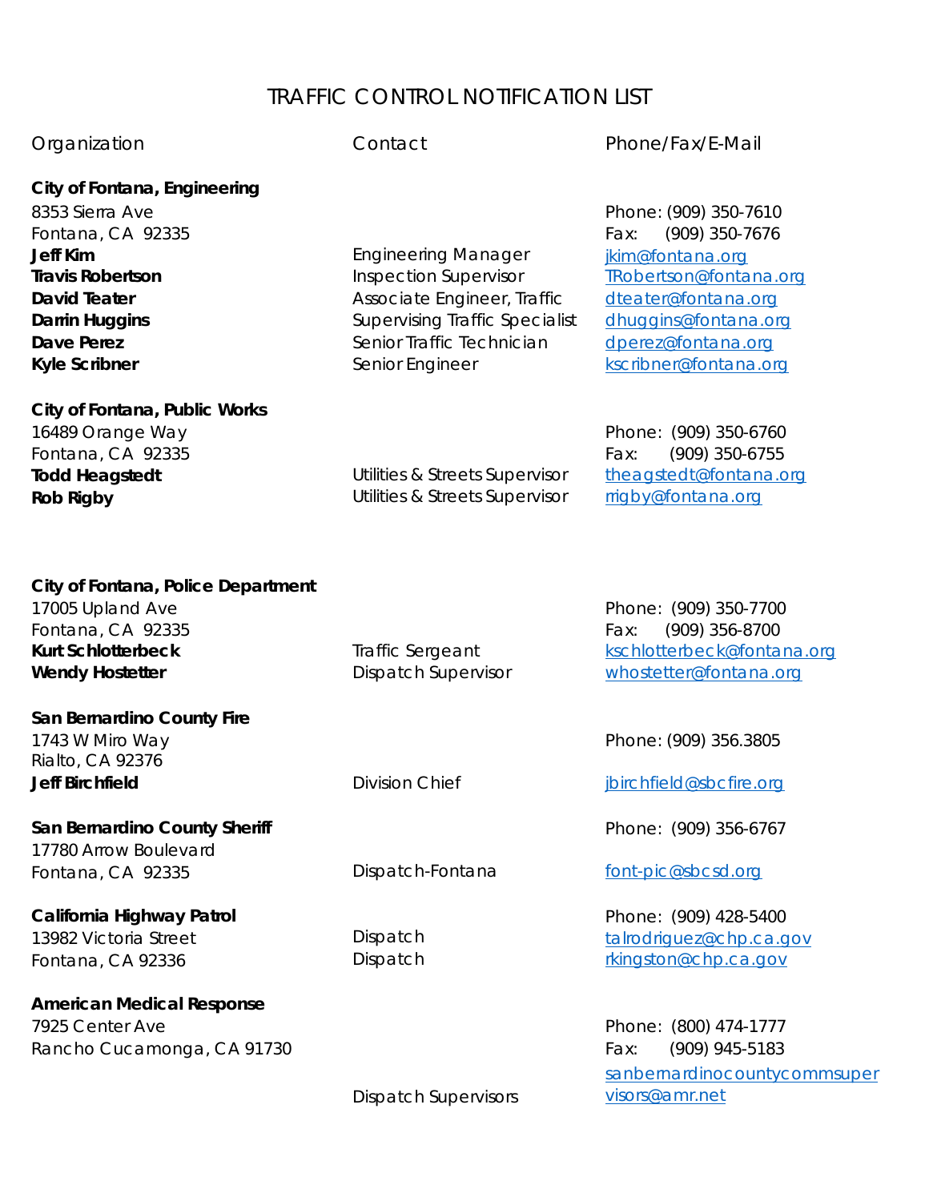# TRAFFIC CONTROL NOTIFICATION LIST

| Organization | Contact | Phone/Fax/E-Mail |
|---|---|---|
| **City of Fontana, Engineering** | | |
| 8353 Sierra Ave | | Phone: (909) 350-7610 |
| Fontana, CA 92335 | | Fax: (909) 350-7676 |
| **Jeff Kim** | Engineering Manager | jkim@fontana.org |
| **Travis Robertson** | Inspection Supervisor | TRobertson@fontana.org |
| **David Teater** | Associate Engineer, Traffic | dteater@fontana.org |
| **Darrin Huggins** | Supervising Traffic Specialist | dhuggins@fontana.org |
| **Dave Perez** | Senior Traffic Technician | dperez@fontana.org |
| **Kyle Scribner** | Senior Engineer | kscribner@fontana.org |
| **City of Fontana, Public Works** | | |
| 16489 Orange Way | | Phone: (909) 350-6760 |
| Fontana, CA 92335 | | Fax: (909) 350-6755 |
| **Todd Heagstedt** | Utilities & Streets Supervisor | theagstedt@fontana.org |
| **Rob Rigby** | Utilities & Streets Supervisor | rrigby@fontana.org |
| **City of Fontana, Police Department** | | |
| 17005 Upland Ave | | Phone: (909) 350-7700 |
| Fontana, CA 92335 | | Fax: (909) 356-8700 |
| **Kurt Schlotterbeck** | Traffic Sergeant | kschlotterbeck@fontana.org |
| **Wendy Hostetter** | Dispatch Supervisor | whostetter@fontana.org |
| **San Bernardino County Fire** | | |
| 1743 W Miro Way | | Phone: (909) 356.3805 |
| Rialto, CA 92376 | | |
| **Jeff Birchfield** | Division Chief | jbirchfield@sbcfire.org |
| **San Bernardino County Sheriff** | | Phone: (909) 356-6767 |
| 17780 Arrow Boulevard | | |
| Fontana, CA 92335 | Dispatch-Fontana | font-pic@sbcsd.org |
| **California Highway Patrol** | | Phone: (909) 428-5400 |
| 13982 Victoria Street | Dispatch | talrodriguez@chp.ca.gov |
| Fontana, CA 92336 | Dispatch | rkingston@chp.ca.gov |
| **American Medical Response** | | |
| 7925 Center Ave | | Phone: (800) 474-1777 |
| Rancho Cucamonga, CA 91730 | | Fax: (909) 945-5183 |
| | Dispatch Supervisors | sanbernardinocountycommsupervisors@amr.net |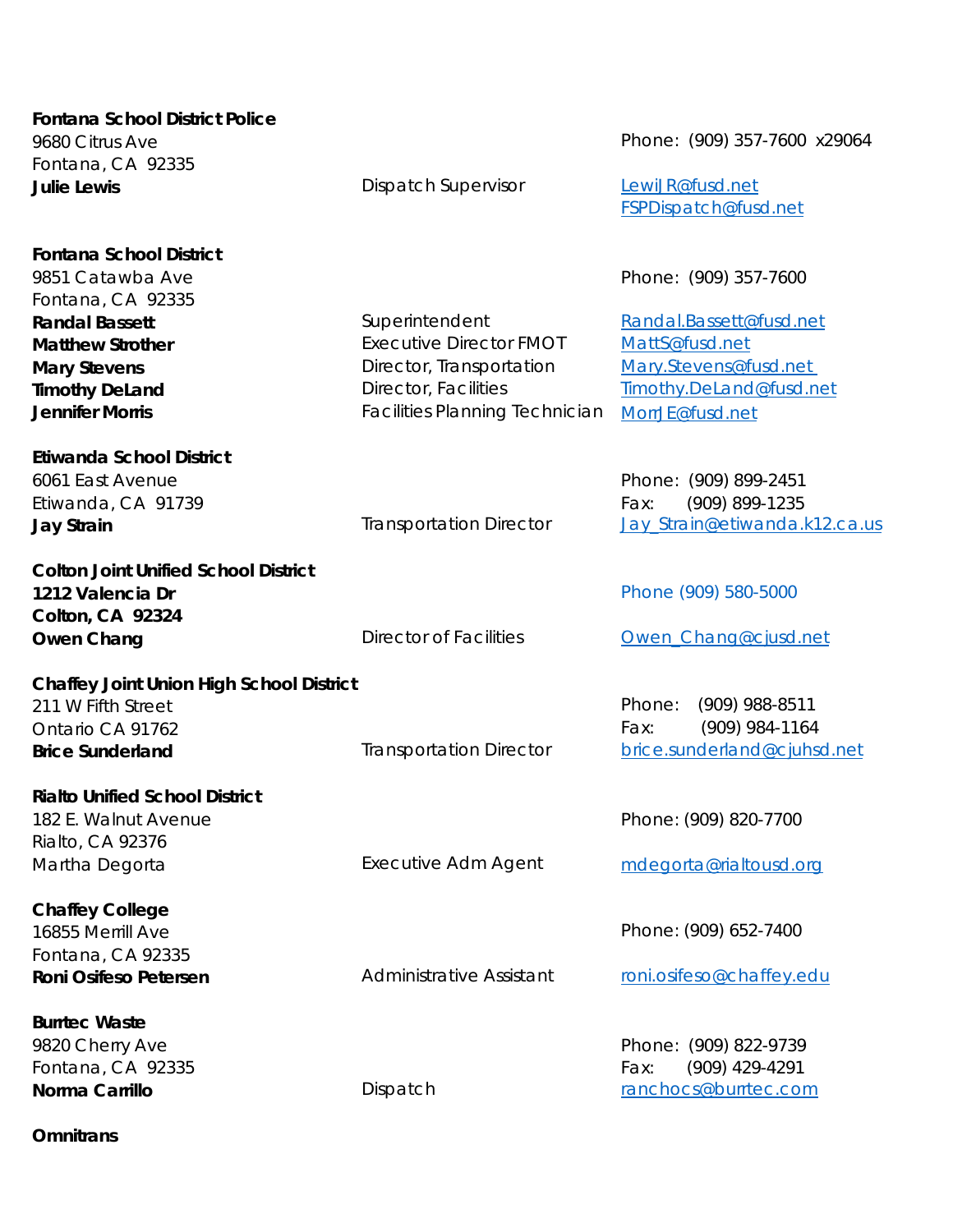**Fontana School District Police**
9680 Citrus Ave
Fontana, CA 92335
Phone: (909) 357-7600 x29064

**Julie Lewis** — Dispatch Supervisor — LewiJR@fusd.net
FSPDispatch@fusd.net

**Fontana School District**
9851 Catawba Ave
Fontana, CA 92335
Phone: (909) 357-7600

| | | |
|---|---|---|
| **Randal Bassett** | Superintendent | Randal.Bassett@fusd.net |
| **Matthew Strother** | Executive Director FMOT | MattS@fusd.net |
| **Mary Stevens** | Director, Transportation | Mary.Stevens@fusd.net |
| **Timothy DeLand** | Director, Facilities | Timothy.DeLand@fusd.net |
| **Jennifer Morris** | Facilities Planning Technician | MorrJE@fusd.net |

**Etiwanda School District**
6061 East Avenue
Etiwanda, CA 91739
Phone: (909) 899-2451
Fax: (909) 899-1235

**Jay Strain** — Transportation Director — Jay_Strain@etiwanda.k12.ca.us

**Colton Joint Unified School District**
**1212 Valencia Dr**
**Colton, CA 92324**
Phone (909) 580-5000

**Owen Chang** — Director of Facilities — Owen_Chang@cjusd.net

**Chaffey Joint Union High School District**
211 W Fifth Street
Ontario CA 91762
Phone: (909) 988-8511
Fax: (909) 984-1164

**Brice Sunderland** — Transportation Director — brice.sunderland@cjuhsd.net

**Rialto Unified School District**
182 E. Walnut Avenue
Rialto, CA 92376
Phone: (909) 820-7700

Martha Degorta — Executive Adm Agent — mdegorta@rialtousd.org

**Chaffey College**
16855 Merrill Ave
Fontana, CA 92335
Phone: (909) 652-7400

**Roni Osifeso Petersen** — Administrative Assistant — roni.osifeso@chaffey.edu

**Burrtec Waste**
9820 Cherry Ave
Fontana, CA 92335
Phone: (909) 822-9739
Fax: (909) 429-4291

**Norma Carrillo** — Dispatch — ranchocs@burrtec.com

**Omnitrans**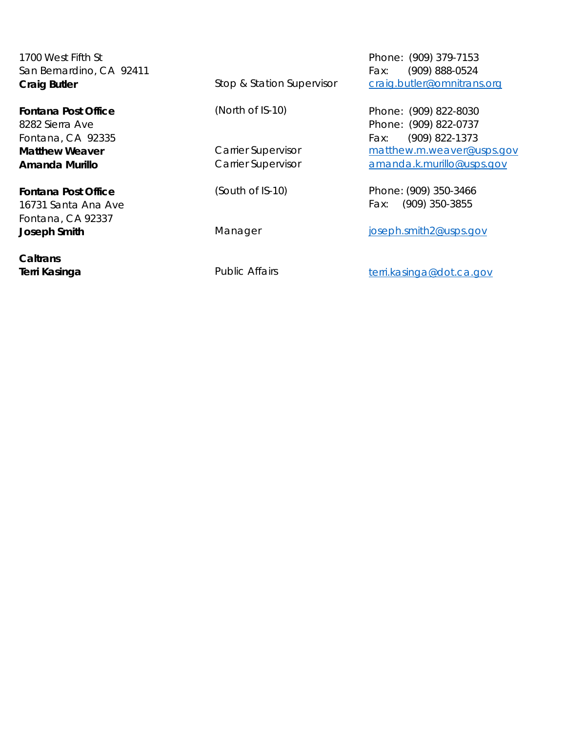| | | |
|---|---|---|
| 1700 West Fifth St<br>San Bernardino, CA 92411<br>**Craig Butler** | Stop & Station Supervisor | Phone: (909) 379-7153<br>Fax: (909) 888-0524<br>craig.butler@omnitrans.org |
| **Fontana Post Office**<br>8282 Sierra Ave<br>Fontana, CA 92335<br>**Matthew Weaver**<br>**Amanda Murillo** | (North of IS-10)<br><br><br>Carrier Supervisor<br>Carrier Supervisor | Phone: (909) 822-8030<br>Phone: (909) 822-0737<br>Fax: (909) 822-1373<br>matthew.m.weaver@usps.gov<br>amanda.k.murillo@usps.gov |
| **Fontana Post Office**<br>16731 Santa Ana Ave<br>Fontana, CA 92337<br>**Joseph Smith** | (South of IS-10)<br><br><br>Manager | Phone: (909) 350-3466<br>Fax: (909) 350-3855<br><br>joseph.smith2@usps.gov |
| **Caltrans**<br>**Terri Kasinga** | Public Affairs | terri.kasinga@dot.ca.gov |